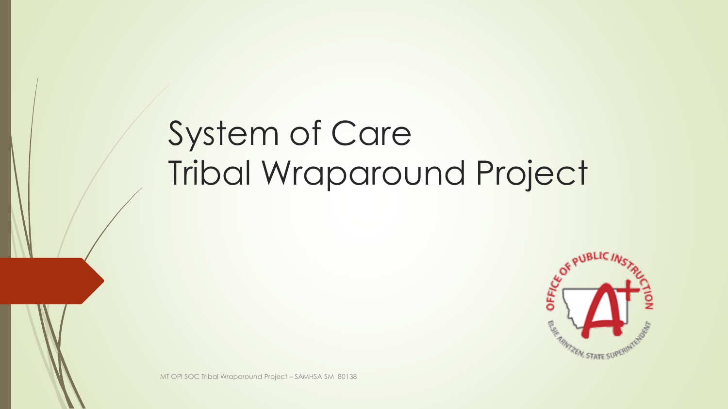# System of Care
# Tribal Wraparound Project

MT OPI SOC Tribal Wraparound Project – SAMHSA SM 80138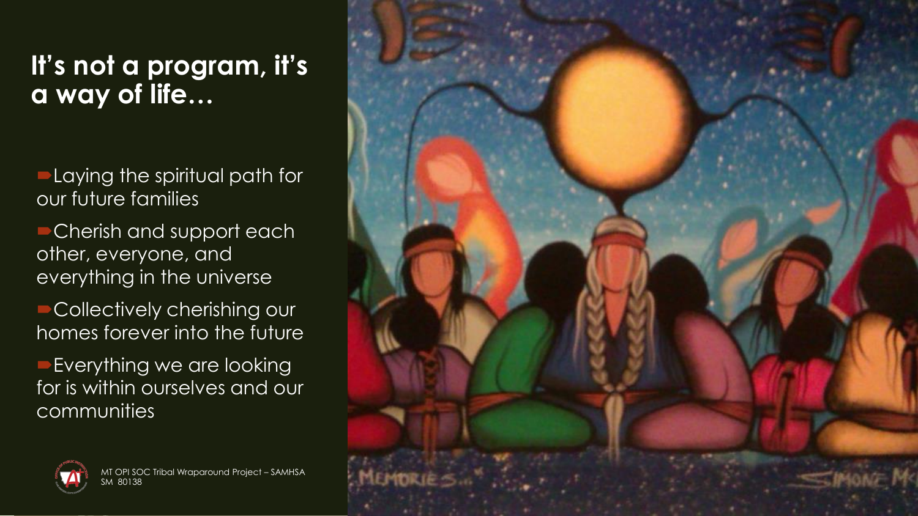## It's not a program, it's a way of life…

- Laying the spiritual path for our future families
- Cherish and support each other, everyone, and everything in the universe
- Collectively cherishing our homes forever into the future
- Everything we are looking for is within ourselves and our communities

MT OPI SOC Tribal Wraparound Project – SAMHSA SM 80138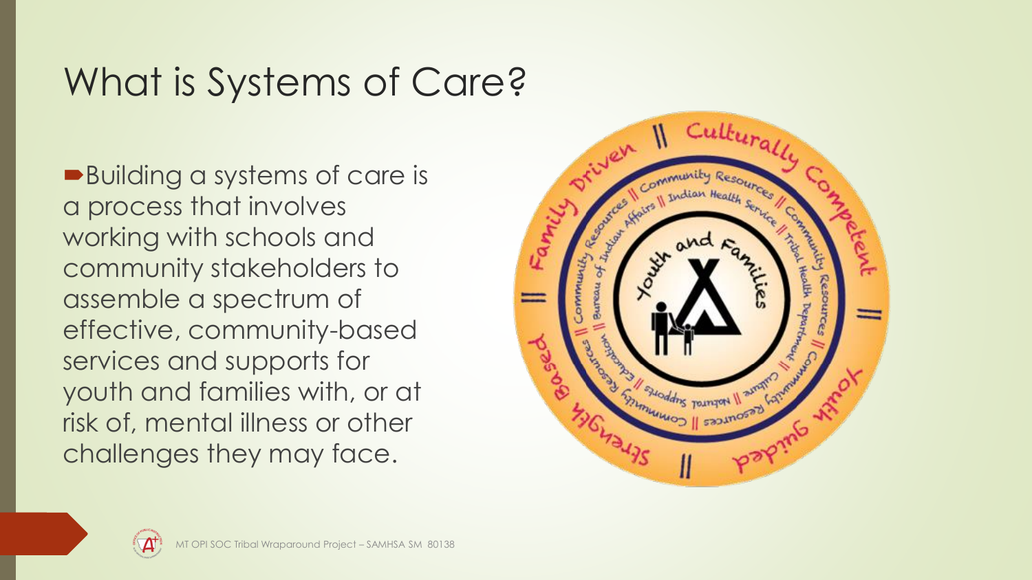# What is Systems of Care?

- Building a systems of care is a process that involves working with schools and community stakeholders to assemble a spectrum of effective, community-based services and supports for youth and families with, or at risk of, mental illness or other challenges they may face.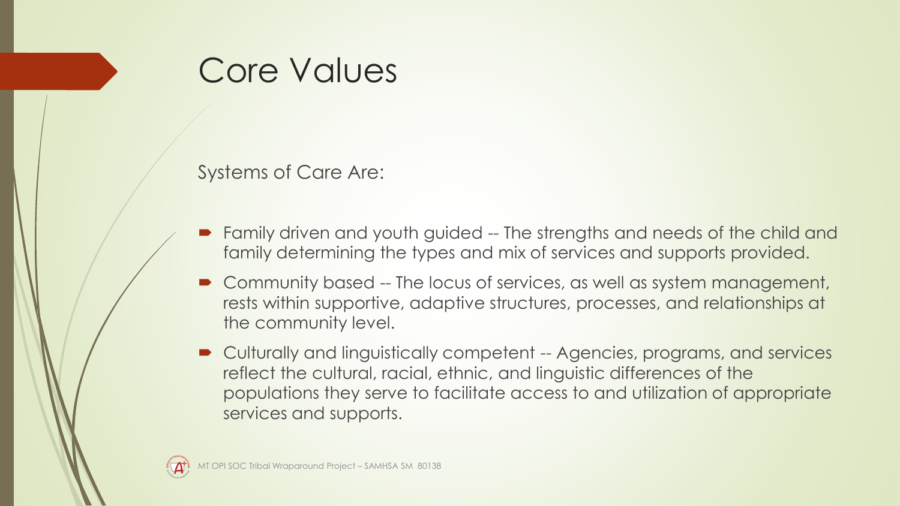# Core Values

Systems of Care Are:

- Family driven and youth guided -- The strengths and needs of the child and family determining the types and mix of services and supports provided.
- Community based -- The locus of services, as well as system management, rests within supportive, adaptive structures, processes, and relationships at the community level.
- Culturally and linguistically competent -- Agencies, programs, and services reflect the cultural, racial, ethnic, and linguistic differences of the populations they serve to facilitate access to and utilization of appropriate services and supports.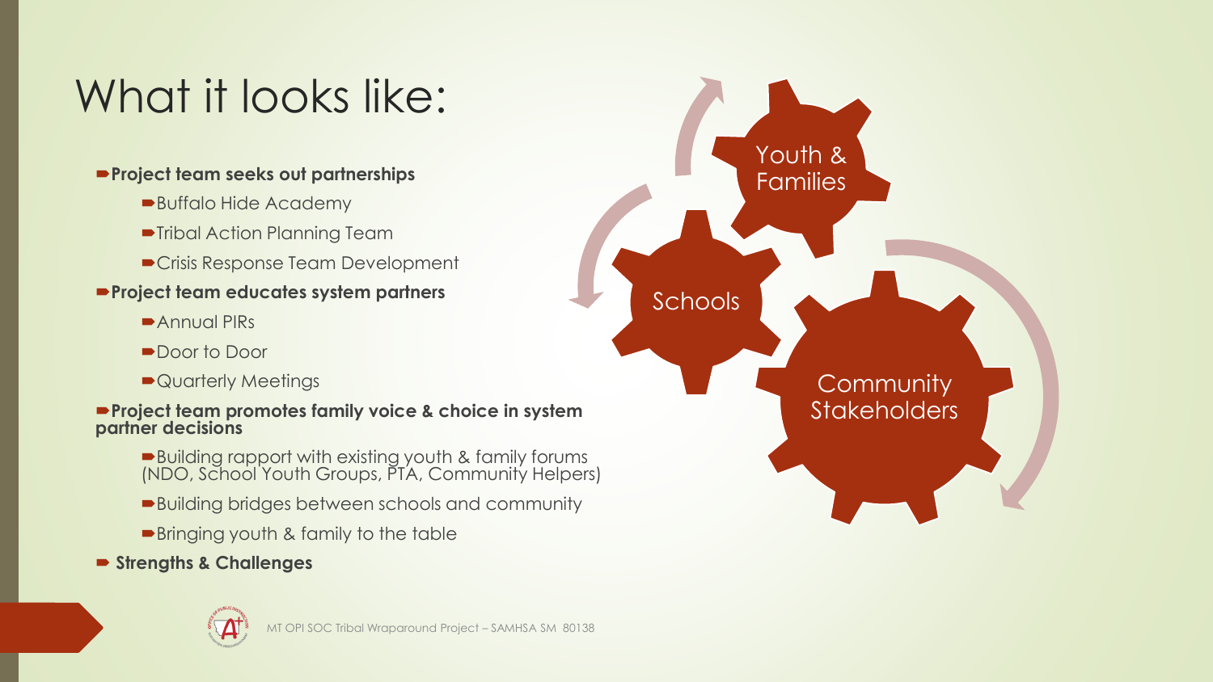# What it looks like:

- **Project team seeks out partnerships**
  - Buffalo Hide Academy
  - Tribal Action Planning Team
  - Crisis Response Team Development
- **Project team educates system partners**
  - Annual PIRs
  - Door to Door
  - Quarterly Meetings
- **Project team promotes family voice & choice in system partner decisions**
  - Building rapport with existing youth & family forums (NDO, School Youth Groups, PTA, Community Helpers)
  - Building bridges between schools and community
  - Bringing youth & family to the table
- **Strengths & Challenges**

Youth & Families

Schools

Community Stakeholders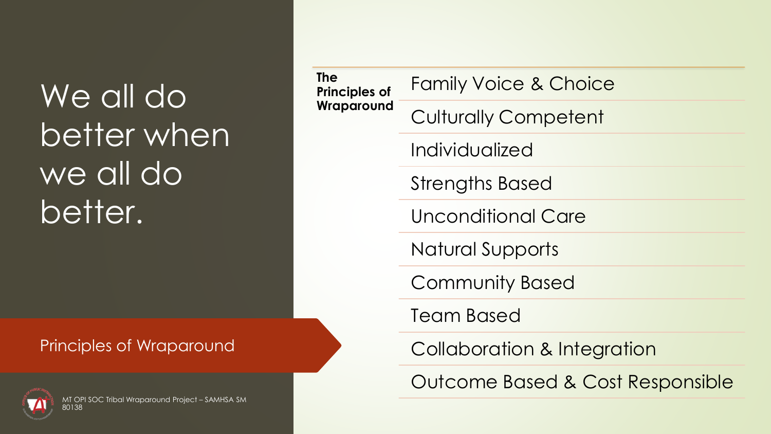# We all do better when we all do better.

## Principles of Wraparound

**The Principles of Wraparound**

- Family Voice & Choice
- Culturally Competent
- Individualized
- Strengths Based
- Unconditional Care
- Natural Supports
- Community Based
- Team Based
- Collaboration & Integration
- Outcome Based & Cost Responsible

MT OPI SOC Tribal Wraparound Project – SAMHSA SM 80138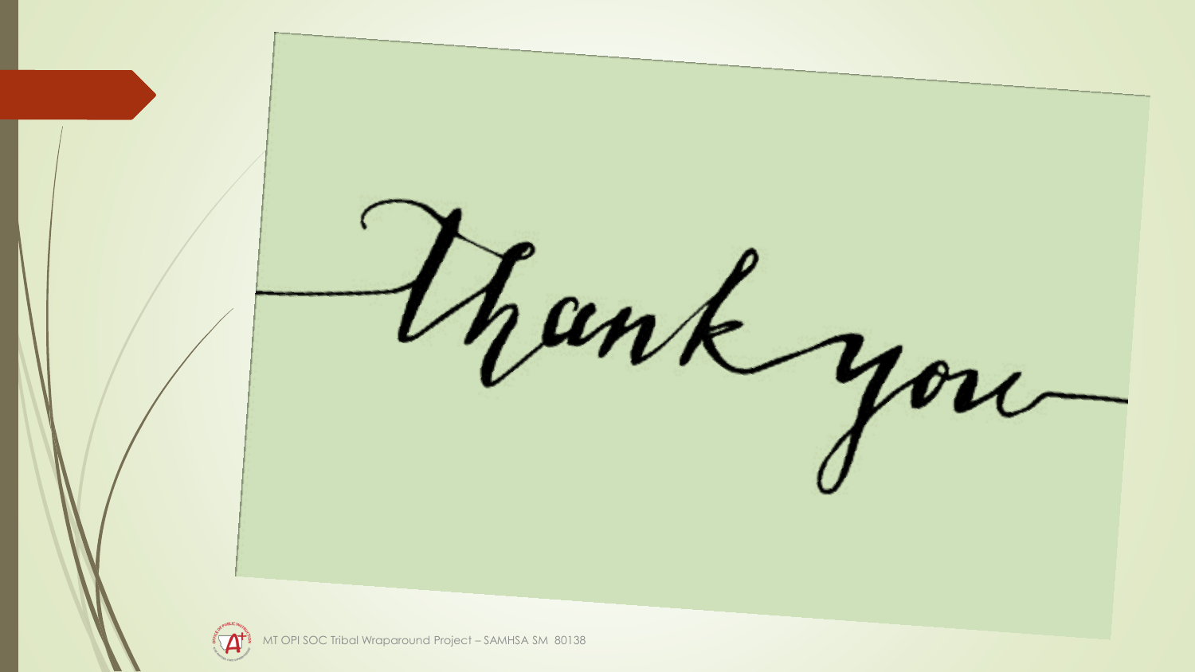thank you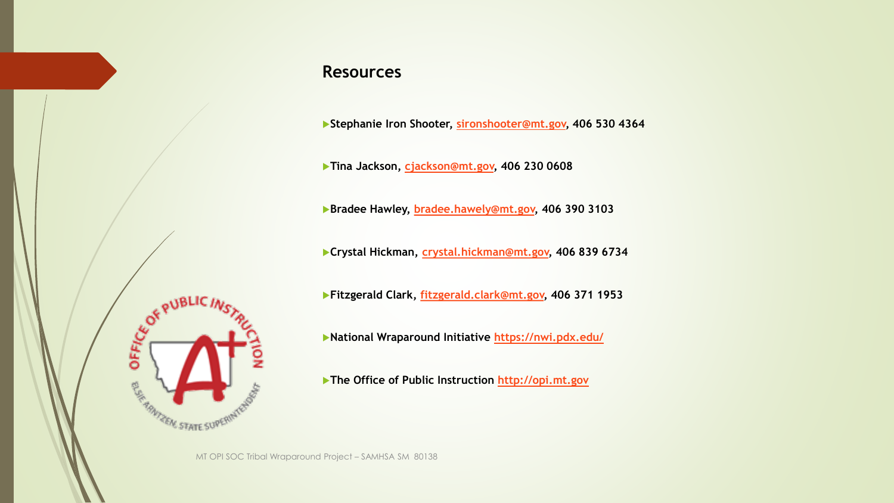## Resources

- **Stephanie Iron Shooter, sironshooter@mt.gov, 406 530 4364**
- **Tina Jackson, cjackson@mt.gov, 406 230 0608**
- **Bradee Hawley, bradee.hawely@mt.gov, 406 390 3103**
- **Crystal Hickman, crystal.hickman@mt.gov, 406 839 6734**
- **Fitzgerald Clark, fitzgerald.clark@mt.gov, 406 371 1953**
- **National Wraparound Initiative https://nwi.pdx.edu/**
- **The Office of Public Instruction http://opi.mt.gov**